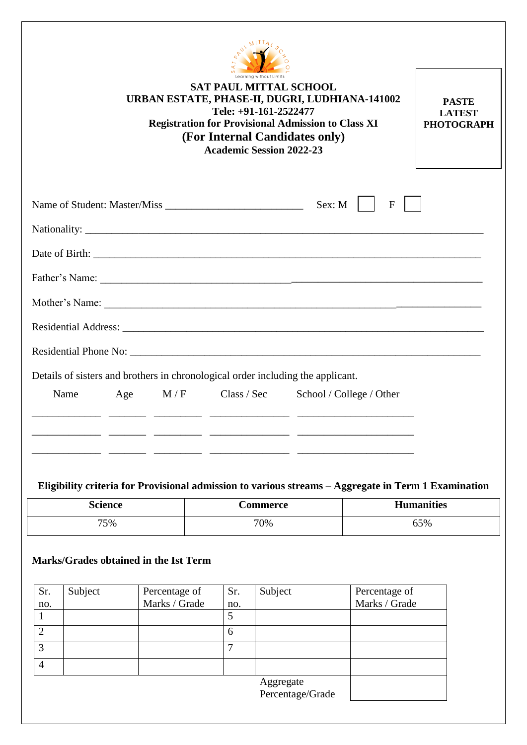# SAT PAUL MITTAL SCHOOL

**URBAN ESTATE, PHASE-II, DUGRI, LUDHIANA-141002**

**Tele: +91-161-2522477**

**Registration for Provisional Admission to Class XI**

## (For Internal Candidates only)

**Academic Session 2022-23**

**PASTE LATEST PHOTOGRAPH**

Name of Student: Master/Miss ___________________________ Sex: M ☐ F ☐

Nationality: ______________________________________________________________________________

Date of Birth: _____________________________________________________________________________

Father's Name: ____________________________________________________________________________

Mother's Name: ____________________________________________________________________________

Residential Address: _______________________________________________________________________

Residential Phone No: ______________________________________________________________________

Details of sisters and brothers in chronological order including the applicant.

| Name | Age | M / F | Class / Sec | School / College / Other |
|---|---|---|---|---|
| | | | | |
| | | | | |
| | | | | |

**Eligibility criteria for Provisional admission to various streams – Aggregate in Term 1 Examination**

| Science | Commerce | Humanities |
|---|---|---|
| 75% | 70% | 65% |

**Marks/Grades obtained in the Ist Term**

| Sr. no. | Subject | Percentage of Marks / Grade | Sr. no. | Subject | Percentage of Marks / Grade |
|---|---|---|---|---|---|
| 1 | | | 5 | | |
| 2 | | | 6 | | |
| 3 | | | 7 | | |
| 4 | | | | | |
| | | | | Aggregate Percentage/Grade | |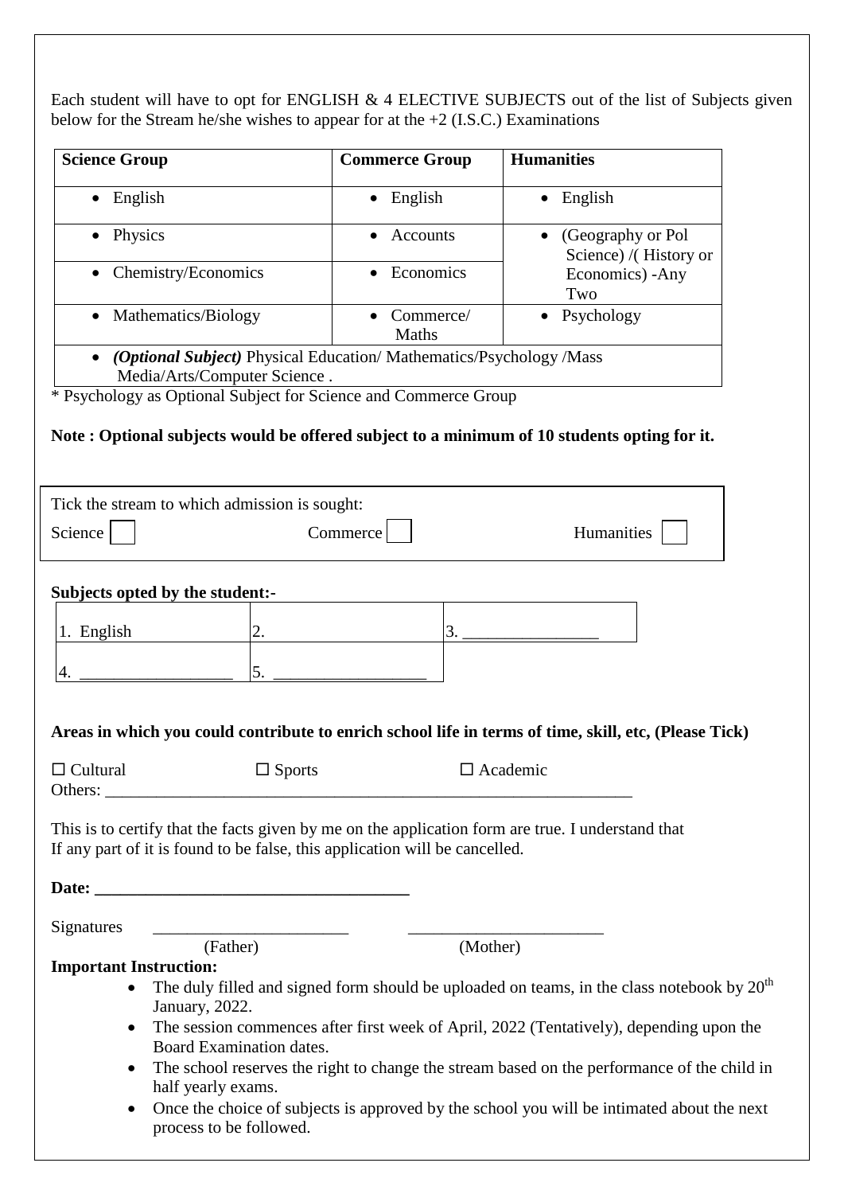Each student will have to opt for ENGLISH & 4 ELECTIVE SUBJECTS out of the list of Subjects given below for the Stream he/she wishes to appear for at the +2 (I.S.C.) Examinations

| Science Group | Commerce Group | Humanities |
|---|---|---|
| • English | • English | • English |
| • Physics | • Accounts | • (Geography or Pol Science) /( History or Economics) -Any Two |
| • Chemistry/Economics | • Economics | |
| • Mathematics/Biology | • Commerce/ Maths | • Psychology |
| • ***(Optional Subject)*** Physical Education/ Mathematics/Psychology /Mass Media/Arts/Computer Science . | | |

* Psychology as Optional Subject for Science and Commerce Group

**Note : Optional subjects would be offered subject to a minimum of 10 students opting for it.**

Tick the stream to which admission is sought:

Science ☐ Commerce ☐ Humanities ☐

**Subjects opted by the student:-**

| | | |
|---|---|---|
| 1. English | 2. | 3. ________________ |
| 4. __________________ | 5. __________________ | |

**Areas in which you could contribute to enrich school life in terms of time, skill, etc, (Please Tick)**

☐ Cultural ☐ Sports ☐ Academic

Others: _________________________________________________________________

This is to certify that the facts given by me on the application form are true. I understand that If any part of it is found to be false, this application will be cancelled.

**Date: ______________________________________**

Signatures _______________________ _______________________

(Father) (Mother)

**Important Instruction:**

- The duly filled and signed form should be uploaded on teams, in the class notebook by 20th January, 2022.
- The session commences after first week of April, 2022 (Tentatively), depending upon the Board Examination dates.
- The school reserves the right to change the stream based on the performance of the child in half yearly exams.
- Once the choice of subjects is approved by the school you will be intimated about the next process to be followed.